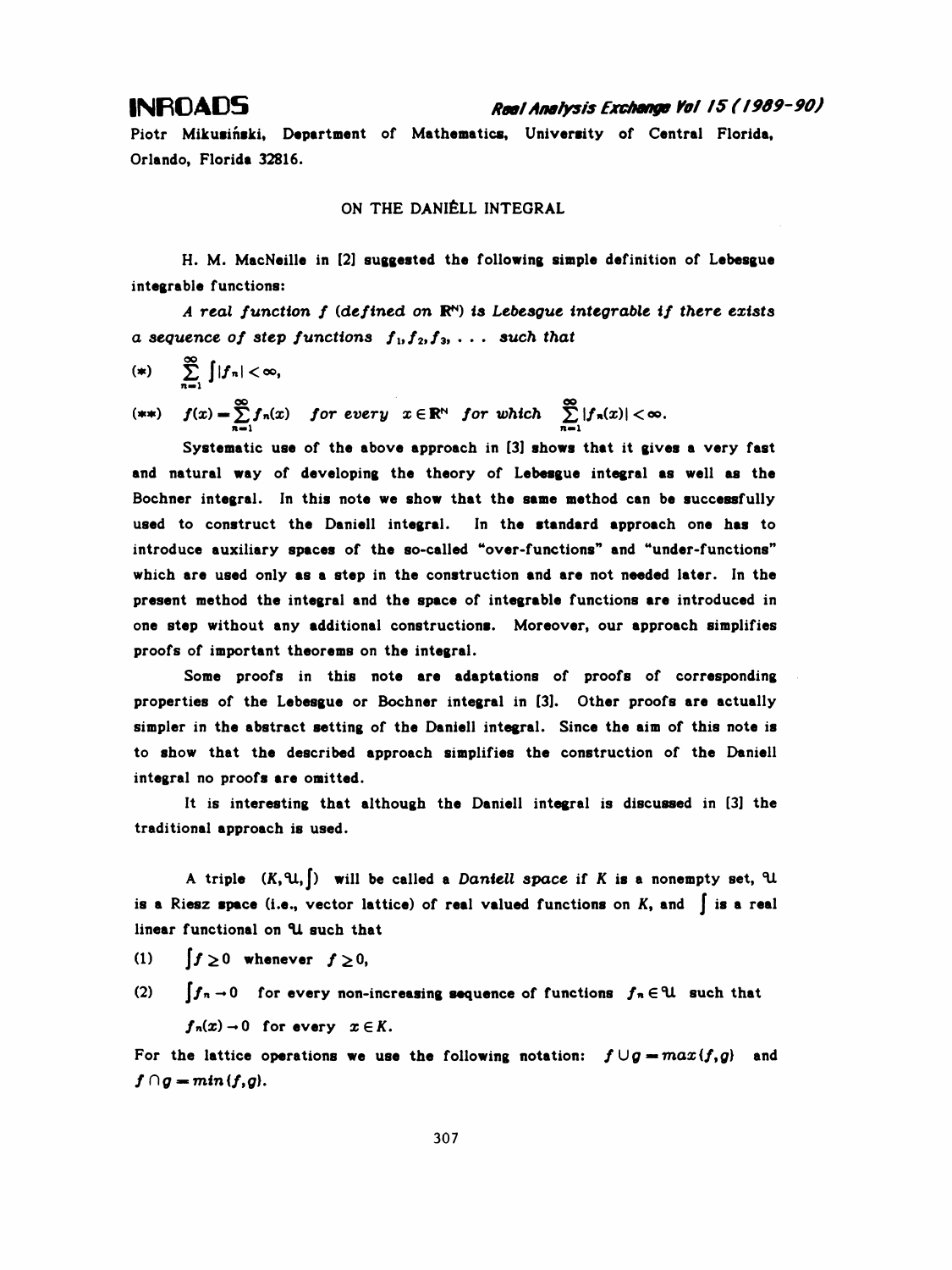INROADS

Piotr Mikusiński, Department of Mathematics, University of Central Florida, Orlando, Florida 32816.

# ON THE DANIÊLL INTEGRAL

H. M. MacNeille in [2] suggested the following simple definition of Lebesgue integrable functions:

*A real function $f$ (defined on $\mathbb{R}^N$) is Lebesgue integrable if there exists a sequence of step functions $f_1, f_2, f_3, \ldots$ such that*

$$(*) \quad \sum_{n=1}^{\infty} \int |f_n| < \infty,$$

$$(**) \quad f(x) = \sum_{n=1}^{\infty} f_n(x) \quad \textit{for every } x \in \mathbb{R}^N \textit{ for which } \sum_{n=1}^{\infty} |f_n(x)| < \infty.$$

Systematic use of the above approach in [3] shows that it gives a very fast and natural way of developing the theory of Lebesgue integral as well as the Bochner integral. In this note we show that the same method can be successfully used to construct the Daniell integral. In the standard approach one has to introduce auxiliary spaces of the so-called "over-functions" and "under-functions" which are used only as a step in the construction and are not needed later. In the present method the integral and the space of integrable functions are introduced in one step without any additional constructions. Moreover, our approach simplifies proofs of important theorems on the integral.

Some proofs in this note are adaptations of proofs of corresponding properties of the Lebesgue or Bochner integral in [3]. Other proofs are actually simpler in the abstract setting of the Daniell integral. Since the aim of this note is to show that the described approach simplifies the construction of the Daniell integral no proofs are omitted.

It is interesting that although the Daniell integral is discussed in [3] the traditional approach is used.

A triple $(K, \mathfrak{U}, \int)$ will be called a *Daniell space* if $K$ is a nonempty set, $\mathfrak{U}$ is a Riesz space (i.e., vector lattice) of real valued functions on $K$, and $\int$ is a real linear functional on $\mathfrak{U}$ such that

(1) $\int f \geq 0$ whenever $f \geq 0$,

(2) $\int f_n \to 0$ for every non-increasing sequence of functions $f_n \in \mathfrak{U}$ such that $f_n(x) \to 0$ for every $x \in K$.

For the lattice operations we use the following notation: $f \cup g = max(f,g)$ and $f \cap g = min(f,g)$.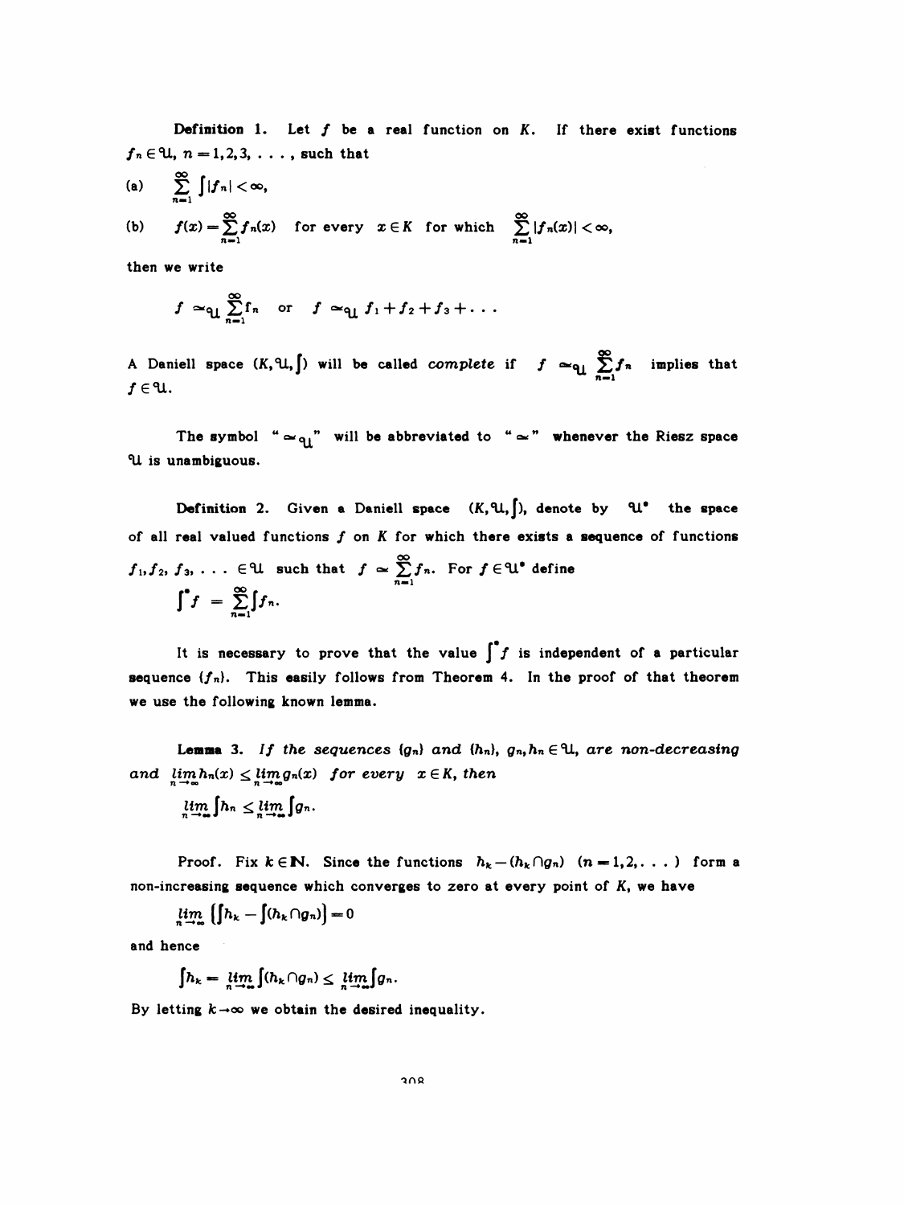**Definition 1.** Let $f$ be a real function on $K$. If there exist functions $f_n \in \mathcal{U}$, $n = 1,2,3,\ldots$, such that

(a) $\displaystyle\sum_{n=1}^{\infty} \int |f_n| < \infty$,

(b) $\displaystyle f(x) = \sum_{n=1}^{\infty} f_n(x)$ for every $x \in K$ for which $\displaystyle\sum_{n=1}^{\infty} |f_n(x)| < \infty$,

then we write

$$f \simeq_{\mathcal{U}} \sum_{n=1}^{\infty} f_n \quad \text{or} \quad f \simeq_{\mathcal{U}} f_1 + f_2 + f_3 + \ldots$$

A Daniell space $(K, \mathcal{U}, \int)$ will be called *complete* if $f \simeq_{\mathcal{U}} \sum_{n=1}^{\infty} f_n$ implies that $f \in \mathcal{U}$.

The symbol "$\simeq_{\mathcal{U}}$" will be abbreviated to "$\simeq$" whenever the Riesz space $\mathcal{U}$ is unambiguous.

**Definition 2.** Given a Daniell space $(K, \mathcal{U}, \int)$, denote by $\mathcal{U}^*$ the space of all real valued functions $f$ on $K$ for which there exists a sequence of functions $f_1, f_2, f_3, \ldots \in \mathcal{U}$ such that $f \simeq \sum_{n=1}^{\infty} f_n$. For $f \in \mathcal{U}^*$ define

$$\int^* f = \sum_{n=1}^{\infty} \int f_n.$$

It is necessary to prove that the value $\int^* f$ is independent of a particular sequence $(f_n)$. This easily follows from Theorem 4. In the proof of that theorem we use the following known lemma.

**Lemma 3.** *If the sequences $(g_n)$ and $(h_n)$, $g_n, h_n \in \mathcal{U}$, are non-decreasing and $\lim_{n\to\infty} h_n(x) \le \lim_{n\to\infty} g_n(x)$ for every $x \in K$, then*

$$\lim_{n\to\infty} \int h_n \le \lim_{n\to\infty} \int g_n.$$

Proof. Fix $k \in \mathbb{N}$. Since the functions $h_k - (h_k \cap g_n)$ $(n = 1, 2, \ldots)$ form a non-increasing sequence which converges to zero at every point of $K$, we have

$$\lim_{n\to\infty} \left(\int h_k - \int (h_k \cap g_n)\right) = 0$$

and hence

$$\int h_k = \lim_{n\to\infty} \int (h_k \cap g_n) \le \lim_{n\to\infty} \int g_n.$$

By letting $k \to \infty$ we obtain the desired inequality.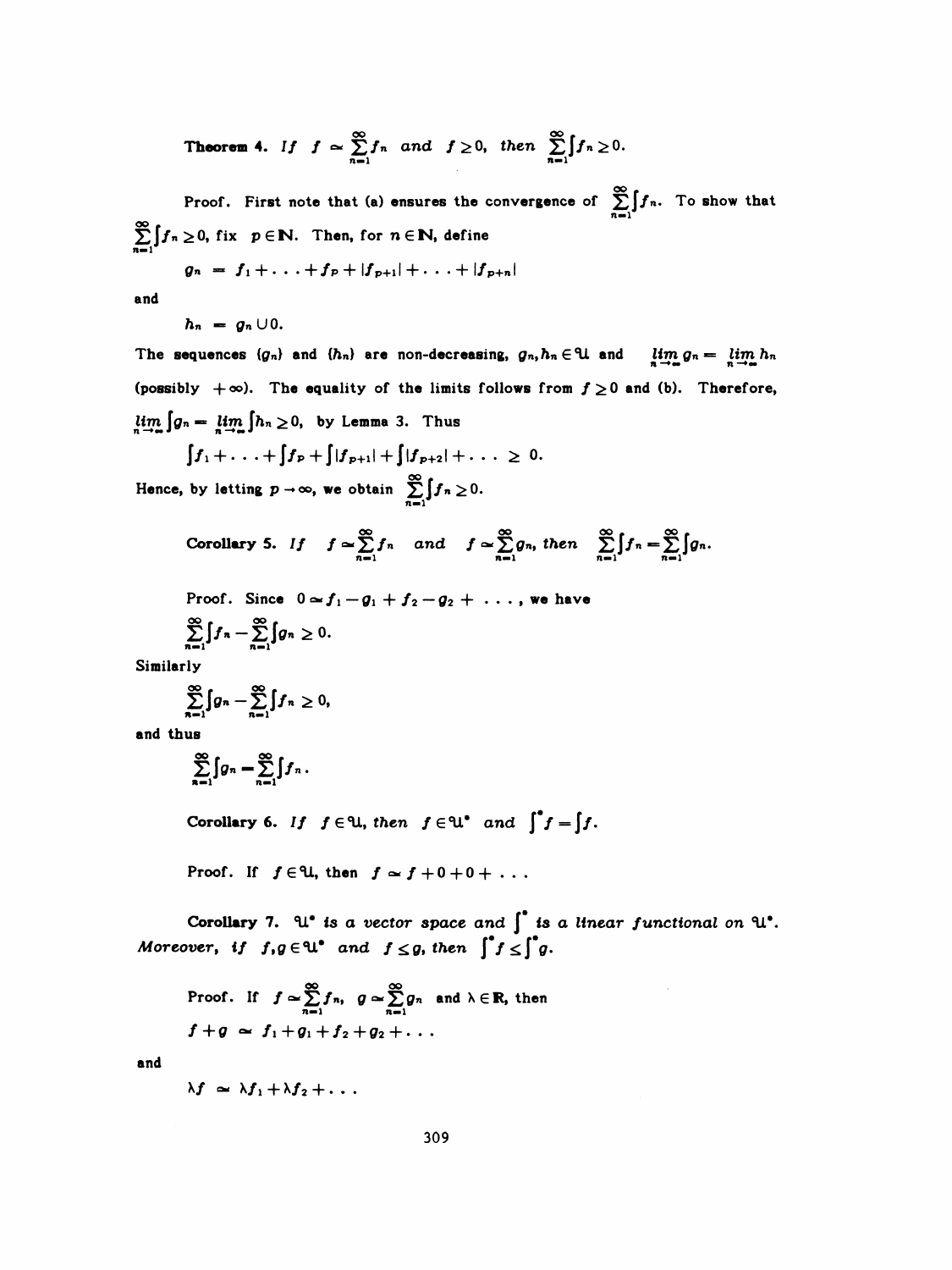**Theorem 4.** *If* $f \simeq \sum_{n=1}^{\infty} f_n$ *and* $f \geq 0$, *then* $\sum_{n=1}^{\infty} \int f_n \geq 0$.

Proof. First note that (a) ensures the convergence of $\sum_{n=1}^{\infty} \int f_n$. To show that $\sum_{n=1}^{\infty} \int f_n \geq 0$, fix $p \in \mathbb{N}$. Then, for $n \in \mathbb{N}$, define

$$g_n = f_1 + \ldots + f_p + |f_{p+1}| + \ldots + |f_{p+n}|$$

and

$$h_n = g_n \cup 0.$$

The sequences $(g_n)$ and $(h_n)$ are non-decreasing, $g_n, h_n \in \mathcal{U}$ and $\lim_{n\to\infty} g_n = \lim_{n\to\infty} h_n$ (possibly $+\infty$). The equality of the limits follows from $f \geq 0$ and (b). Therefore, $\lim_{n\to\infty} \int g_n = \lim_{n\to\infty} \int h_n \geq 0$, by Lemma 3. Thus

$$\int f_1 + \ldots + \int f_p + \int |f_{p+1}| + \int |f_{p+2}| + \ldots \geq 0.$$

Hence, by letting $p \to \infty$, we obtain $\sum_{n=1}^{\infty} \int f_n \geq 0$.

**Corollary 5.** *If* $f \simeq \sum_{n=1}^{\infty} f_n$ *and* $f \simeq \sum_{n=1}^{\infty} g_n$, *then* $\sum_{n=1}^{\infty} \int f_n = \sum_{n=1}^{\infty} \int g_n$.

Proof. Since $0 \simeq f_1 - g_1 + f_2 - g_2 + \ldots$, we have

$$\sum_{n=1}^{\infty} \int f_n - \sum_{n=1}^{\infty} \int g_n \geq 0.$$

Similarly

$$\sum_{n=1}^{\infty} \int g_n - \sum_{n=1}^{\infty} \int f_n \geq 0,$$

and thus

$$\sum_{n=1}^{\infty} \int g_n = \sum_{n=1}^{\infty} \int f_n.$$

**Corollary 6.** *If* $f \in \mathcal{U}$, *then* $f \in \mathcal{U}^*$ *and* $\int^* f = \int f$.

Proof. If $f \in \mathcal{U}$, then $f \simeq f + 0 + 0 + \ldots$

**Corollary 7.** $\mathcal{U}^*$ *is a vector space and* $\int^*$ *is a linear functional on* $\mathcal{U}^*$. *Moreover, if* $f, g \in \mathcal{U}^*$ *and* $f \leq g$, *then* $\int^* f \leq \int^* g$.

Proof. If $f \simeq \sum_{n=1}^{\infty} f_n$, $g \simeq \sum_{n=1}^{\infty} g_n$ and $\lambda \in \mathbb{R}$, then

$$f + g \simeq f_1 + g_1 + f_2 + g_2 + \ldots$$

and

$$\lambda f \simeq \lambda f_1 + \lambda f_2 + \ldots$$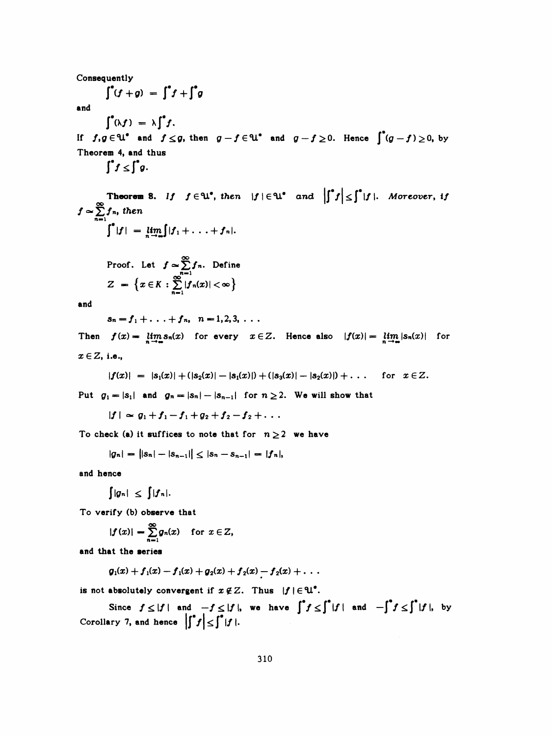Consequently

$$\int^{\bullet}(f+g) = \int^{\bullet}f + \int^{\bullet}g$$

and

$$\int^{\bullet}(\lambda f) = \lambda\int^{\bullet}f.$$

If $f, g \in \mathfrak{U}^{\bullet}$ and $f \leq g$, then $g - f \in \mathfrak{U}^{\bullet}$ and $g - f \geq 0$. Hence $\int^{\bullet}(g-f) \geq 0$, by Theorem 4, and thus

$$\int^{\bullet}f \leq \int^{\bullet}g.$$

**Theorem 8.** *If* $f \in \mathfrak{U}^{\bullet}$, *then* $|f| \in \mathfrak{U}^{\bullet}$ *and* $\left|\int^{\bullet}f\right| \leq \int^{\bullet}|f|$. *Moreover, if* $f \simeq \sum_{n=1}^{\infty} f_n$, *then*

$$\int^{\bullet}|f| = \lim_{n\to\infty}\int|f_1 + \ldots + f_n|.$$

Proof. Let $f \simeq \sum_{n=1}^{\infty} f_n$. Define

$$Z = \left\{x \in K : \sum_{n=1}^{\infty}|f_n(x)| < \infty\right\}$$

and

$$s_n = f_1 + \ldots + f_n, \quad n = 1, 2, 3, \ldots$$

Then $f(x) = \lim_{n\to\infty} s_n(x)$ for every $x \in Z$. Hence also $|f(x)| = \lim_{n\to\infty}|s_n(x)|$ for $x \in Z$, i.e.,

$$|f(x)| = |s_1(x)| + (|s_2(x)| - |s_1(x)|) + (|s_3(x)| - |s_2(x)|) + \ldots \quad \text{for } x \in Z.$$

Put $g_1 = |s_1|$ and $g_n = |s_n| - |s_{n-1}|$ for $n \geq 2$. We will show that

$$|f| \simeq g_1 + f_1 - f_1 + g_2 + f_2 - f_2 + \ldots$$

To check (a) it suffices to note that for $n \geq 2$ we have

$$|g_n| = \big||s_n| - |s_{n-1}|\big| \leq |s_n - s_{n-1}| = |f_n|,$$

and hence

$$\int|g_n| \leq \int|f_n|.$$

To verify (b) observe that

$$|f(x)| = \sum_{n=1}^{\infty} g_n(x) \quad \text{for } x \in Z,$$

and that the series

$$g_1(x) + f_1(x) - f_1(x) + g_2(x) + f_2(x) - f_2(x) + \ldots$$

is not absolutely convergent if $x \notin Z$. Thus $|f| \in \mathfrak{U}^{\bullet}$.

Since $f \leq |f|$ and $-f \leq |f|$, we have $\int^{\bullet}f \leq \int^{\bullet}|f|$ and $-\int^{\bullet}f \leq \int^{\bullet}|f|$, by Corollary 7, and hence $\left|\int^{\bullet}f\right| \leq \int^{\bullet}|f|$.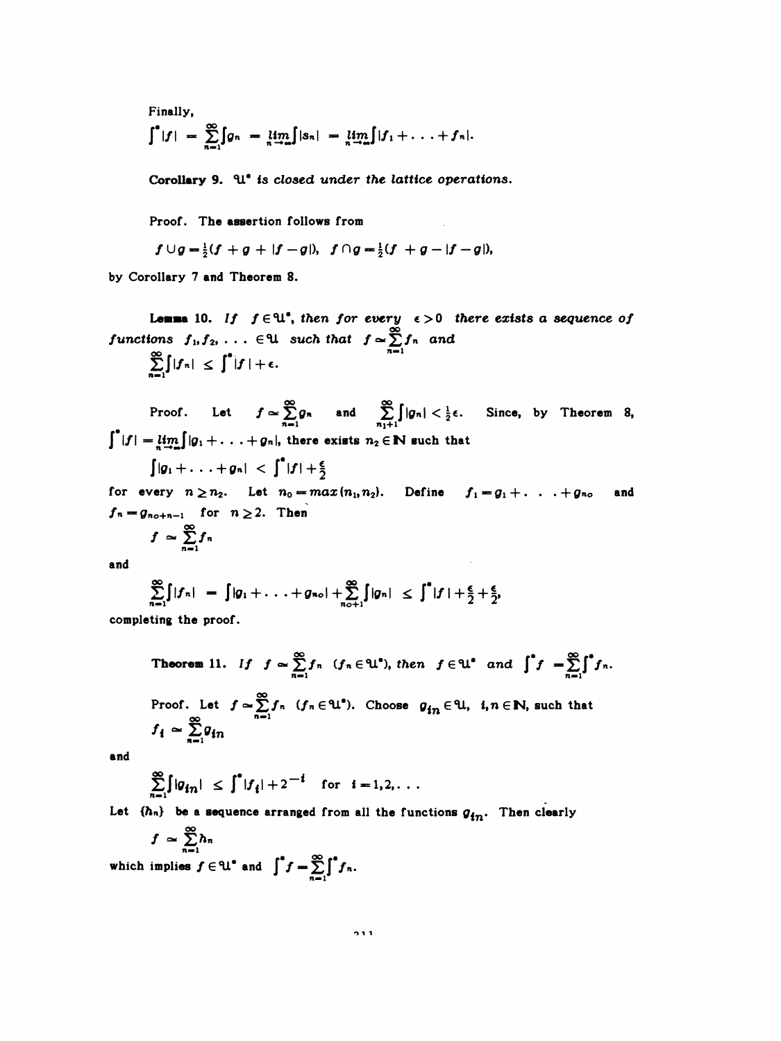Finally,

$$\int^{*}|f| = \sum_{n=1}^{\infty}\int g_n = \lim_{n\to\infty}\int|s_n| = \lim_{n\to\infty}\int|f_1+\ldots+f_n|.$$

**Corollary 9.** *$\mathfrak{U}^*$ is closed under the lattice operations.*

Proof. The assertion follows from

$$f\cup g = \tfrac{1}{2}(f+g+|f-g|),\quad f\cap g = \tfrac{1}{2}(f+g-|f-g|),$$

by Corollary 7 and Theorem 8.

**Lemma 10.** *If $f\in\mathfrak{U}^*$, then for every $\epsilon>0$ there exists a sequence of functions $f_1, f_2, \ldots \in \mathfrak{U}$ such that $f \simeq \sum_{n=1}^{\infty} f_n$ and*

$$\sum_{n=1}^{\infty}\int|f_n| \le \int^{*}|f|+\epsilon.$$

Proof. Let $f\simeq\sum_{n=1}^{\infty}g_n$ and $\sum_{n_1+1}^{\infty}\int|g_n|<\frac{1}{2}\epsilon$. Since, by Theorem 8, $\int^{*}|f| = \lim_{n\to\infty}\int|g_1+\ldots+g_n|$, there exists $n_2\in\mathbb{N}$ such that

$$\int|g_1+\ldots+g_n| < \int^{*}|f|+\tfrac{\epsilon}{2}$$

for every $n\ge n_2$. Let $n_0=max\{n_1,n_2\}$. Define $f_1=g_1+\ldots+g_{n_0}$ and $f_n=g_{n_0+n-1}$ for $n\ge 2$. Then

$$f\simeq\sum_{n=1}^{\infty}f_n$$

and

$$\sum_{n=1}^{\infty}\int|f_n| = \int|g_1+\ldots+g_{n_0}|+\sum_{n_0+1}^{\infty}\int|g_n| \le \int^{*}|f|+\tfrac{\epsilon}{2}+\tfrac{\epsilon}{2},$$

completing the proof.

**Theorem 11.** *If $f\simeq\sum_{n=1}^{\infty}f_n$ $(f_n\in\mathfrak{U}^*)$, then $f\in\mathfrak{U}^*$ and $\int^{*}f = \sum_{n=1}^{\infty}\int^{*}f_n$.*

Proof. Let $f\simeq\sum_{n=1}^{\infty}f_n$ $(f_n\in\mathfrak{U}^*)$. Choose $g_{in}\in\mathfrak{U}$, $i,n\in\mathbb{N}$, such that

$$f_i\simeq\sum_{n=1}^{\infty}g_{in}$$

and

$$\sum_{n=1}^{\infty}\int|g_{in}| \le \int^{*}|f_i|+2^{-i}\quad\text{for } i=1,2,\ldots$$

Let $\{h_n\}$ be a sequence arranged from all the functions $g_{in}$. Then clearly

$$f\simeq\sum_{n=1}^{\infty}h_n$$

which implies $f\in\mathfrak{U}^*$ and $\int^{*}f=\sum_{n=1}^{\infty}\int^{*}f_n$.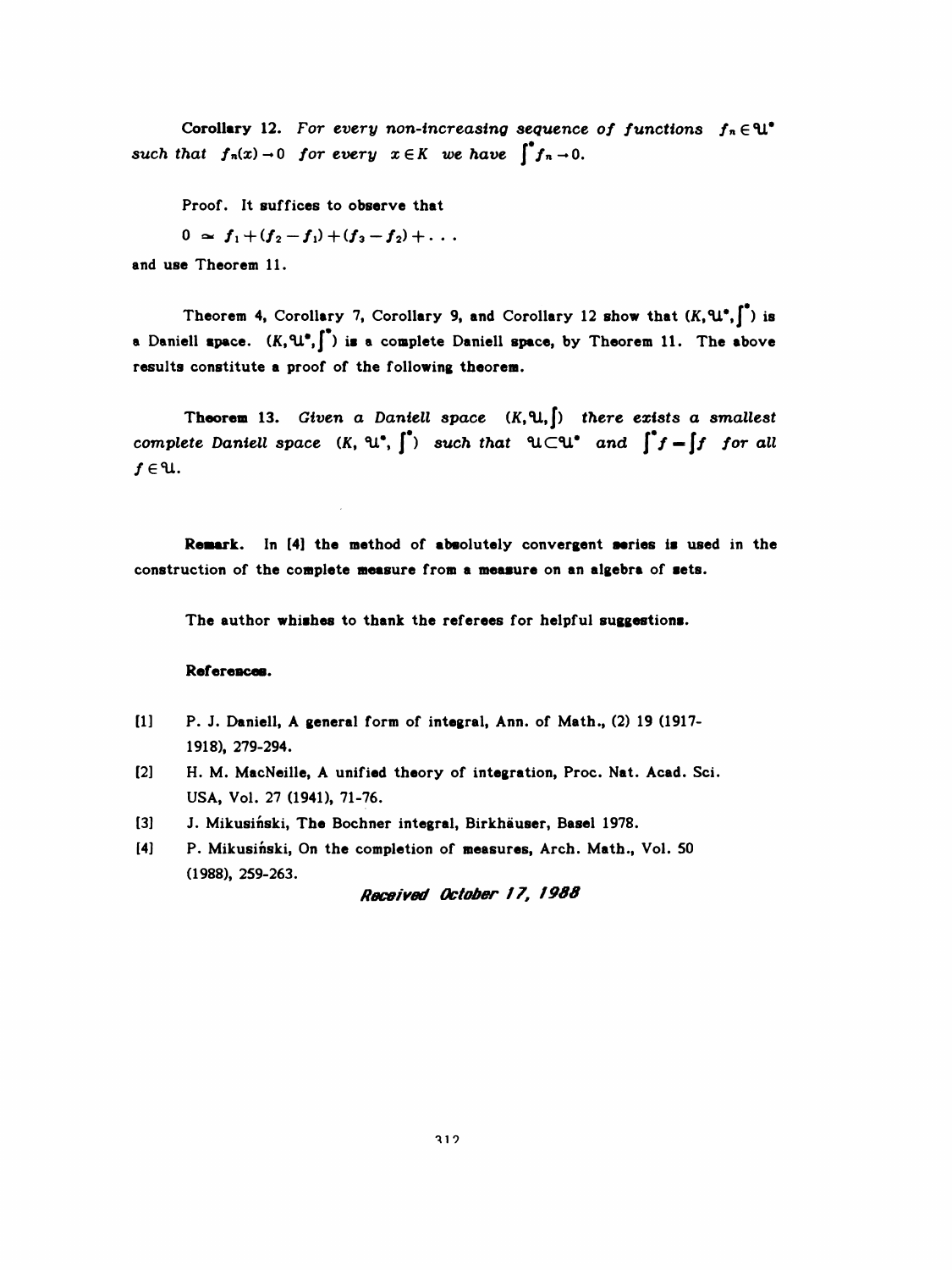**Corollary 12.** *For every non-increasing sequence of functions $f_n \in \mathfrak{U}^*$ such that $f_n(x) \to 0$ for every $x \in K$ we have $\int^* f_n \to 0$.*

Proof. It suffices to observe that

$$0 \simeq f_1 + (f_2 - f_1) + (f_3 - f_2) + \dots$$

and use Theorem 11.

Theorem 4, Corollary 7, Corollary 9, and Corollary 12 show that $(K, \mathfrak{U}^*, \int^*)$ is a Daniell space. $(K, \mathfrak{U}^*, \int^*)$ is a complete Daniell space, by Theorem 11. The above results constitute a proof of the following theorem.

**Theorem 13.** *Given a Daniell space $(K, \mathfrak{U}, \int)$ there exists a smallest complete Daniell space $(K, \mathfrak{U}^*, \int^*)$ such that $\mathfrak{U} \subset \mathfrak{U}^*$ and $\int^* f = \int f$ for all $f \in \mathfrak{U}$.*

**Remark.** In [4] the method of absolutely convergent series is used in the construction of the complete measure from a measure on an algebra of sets.

The author whishes to thank the referees for helpful suggestions.

**References.**

[1] P. J. Daniell, A general form of integral, Ann. of Math., (2) 19 (1917-1918), 279-294.

[2] H. M. MacNeille, A unified theory of integration, Proc. Nat. Acad. Sci. USA, Vol. 27 (1941), 71-76.

[3] J. Mikusiński, The Bochner integral, Birkhäuser, Basel 1978.

[4] P. Mikusiński, On the completion of measures, Arch. Math., Vol. 50 (1988), 259-263.

*Received October 17, 1988*